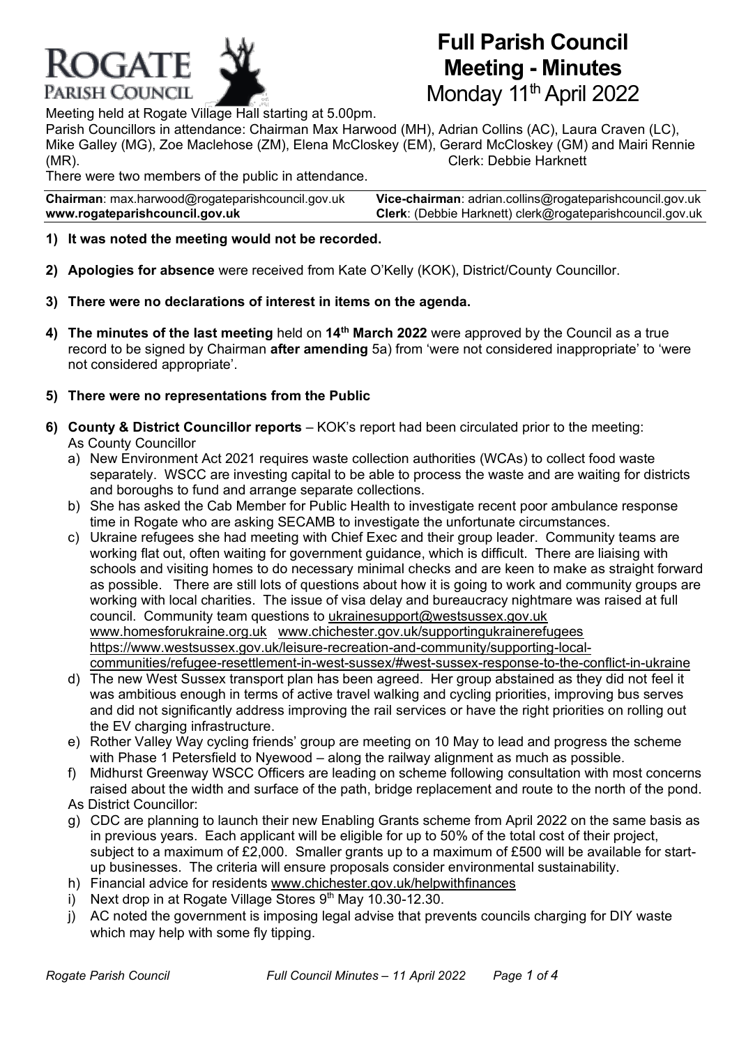# Full Parish Council Meeting - Minutes

Monday 11th April 2022

Meeting held at Rogate Village Hall starting at 5.00pm.

Parish Councillors in attendance: Chairman Max Harwood (MH), Adrian Collins (AC), Laura Craven (LC), Mike Galley (MG), Zoe Maclehose (ZM), Elena McCloskey (EM), Gerard McCloskey (GM) and Mairi Rennie (MR). Clerk: Debbie Harknett

There were two members of the public in attendance.

| **Chairman**: max.harwood@rogateparishcouncil.gov.uk | **Vice-chairman**: adrian.collins@rogateparishcouncil.gov.uk |
|---|---|
| **www.rogateparishcouncil.gov.uk** | **Clerk**: (Debbie Harknett) clerk@rogateparishcouncil.gov.uk |

1) **It was noted the meeting would not be recorded.**

2) **Apologies for absence** were received from Kate O'Kelly (KOK), District/County Councillor.

3) **There were no declarations of interest in items on the agenda.**

4) **The minutes of the last meeting** held on **14th March 2022** were approved by the Council as a true record to be signed by Chairman **after amending** 5a) from 'were not considered inappropriate' to 'were not considered appropriate'.

5) **There were no representations from the Public**

6) **County & District Councillor reports** – KOK's report had been circulated prior to the meeting:
   As County Councillor
   a) New Environment Act 2021 requires waste collection authorities (WCAs) to collect food waste separately. WSCC are investing capital to be able to process the waste and are waiting for districts and boroughs to fund and arrange separate collections.
   b) She has asked the Cab Member for Public Health to investigate recent poor ambulance response time in Rogate who are asking SECAMB to investigate the unfortunate circumstances.
   c) Ukraine refugees she had meeting with Chief Exec and their group leader. Community teams are working flat out, often waiting for government guidance, which is difficult. There are liaising with schools and visiting homes to do necessary minimal checks and are keen to make as straight forward as possible. There are still lots of questions about how it is going to work and community groups are working with local charities. The issue of visa delay and bureaucracy nightmare was raised at full council. Community team questions to ukrainesupport@westsussex.gov.uk www.homesforukraine.org.uk www.chichester.gov.uk/supportingukrainerefugees https://www.westsussex.gov.uk/leisure-recreation-and-community/supporting-local-communities/refugee-resettlement-in-west-sussex/#west-sussex-response-to-the-conflict-in-ukraine
   d) The new West Sussex transport plan has been agreed. Her group abstained as they did not feel it was ambitious enough in terms of active travel walking and cycling priorities, improving bus serves and did not significantly address improving the rail services or have the right priorities on rolling out the EV charging infrastructure.
   e) Rother Valley Way cycling friends' group are meeting on 10 May to lead and progress the scheme with Phase 1 Petersfield to Nyewood – along the railway alignment as much as possible.
   f) Midhurst Greenway WSCC Officers are leading on scheme following consultation with most concerns raised about the width and surface of the path, bridge replacement and route to the north of the pond.
   As District Councillor:
   g) CDC are planning to launch their new Enabling Grants scheme from April 2022 on the same basis as in previous years. Each applicant will be eligible for up to 50% of the total cost of their project, subject to a maximum of £2,000. Smaller grants up to a maximum of £500 will be available for start-up businesses. The criteria will ensure proposals consider environmental sustainability.
   h) Financial advice for residents www.chichester.gov.uk/helpwithfinances
   i) Next drop in at Rogate Village Stores 9th May 10.30-12.30.
   j) AC noted the government is imposing legal advise that prevents councils charging for DIY waste which may help with some fly tipping.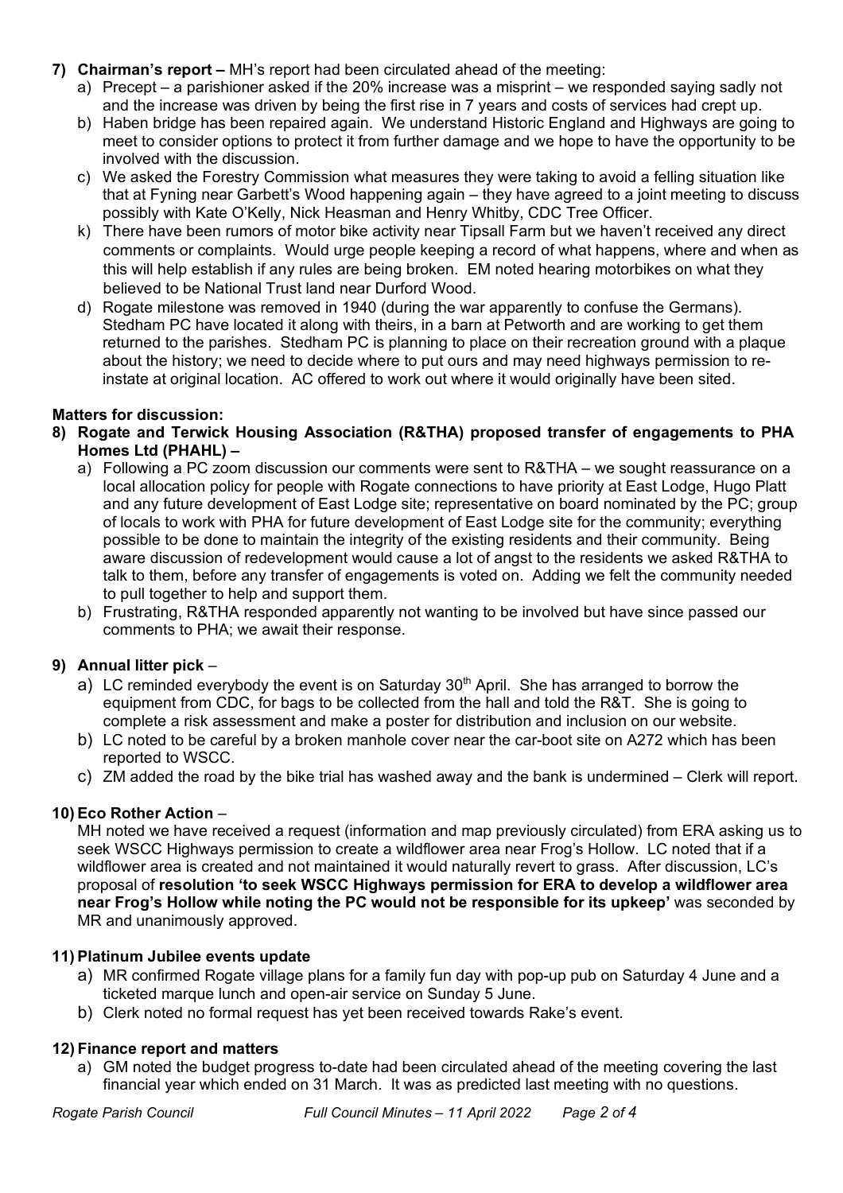7) **Chairman's report –** MH's report had been circulated ahead of the meeting:
   a) Precept – a parishioner asked if the 20% increase was a misprint – we responded saying sadly not and the increase was driven by being the first rise in 7 years and costs of services had crept up.
   b) Haben bridge has been repaired again. We understand Historic England and Highways are going to meet to consider options to protect it from further damage and we hope to have the opportunity to be involved with the discussion.
   c) We asked the Forestry Commission what measures they were taking to avoid a felling situation like that at Fyning near Garbett's Wood happening again – they have agreed to a joint meeting to discuss possibly with Kate O'Kelly, Nick Heasman and Henry Whitby, CDC Tree Officer.
   k) There have been rumors of motor bike activity near Tipsall Farm but we haven't received any direct comments or complaints. Would urge people keeping a record of what happens, where and when as this will help establish if any rules are being broken. EM noted hearing motorbikes on what they believed to be National Trust land near Durford Wood.
   d) Rogate milestone was removed in 1940 (during the war apparently to confuse the Germans). Stedham PC have located it along with theirs, in a barn at Petworth and are working to get them returned to the parishes. Stedham PC is planning to place on their recreation ground with a plaque about the history; we need to decide where to put ours and may need highways permission to re-instate at original location. AC offered to work out where it would originally have been sited.

**Matters for discussion:**

8) **Rogate and Terwick Housing Association (R&THA) proposed transfer of engagements to PHA Homes Ltd (PHAHL) –**
   a) Following a PC zoom discussion our comments were sent to R&THA – we sought reassurance on a local allocation policy for people with Rogate connections to have priority at East Lodge, Hugo Platt and any future development of East Lodge site; representative on board nominated by the PC; group of locals to work with PHA for future development of East Lodge site for the community; everything possible to be done to maintain the integrity of the existing residents and their community. Being aware discussion of redevelopment would cause a lot of angst to the residents we asked R&THA to talk to them, before any transfer of engagements is voted on. Adding we felt the community needed to pull together to help and support them.
   b) Frustrating, R&THA responded apparently not wanting to be involved but have since passed our comments to PHA; we await their response.

9) **Annual litter pick** –
   a) LC reminded everybody the event is on Saturday 30th April. She has arranged to borrow the equipment from CDC, for bags to be collected from the hall and told the R&T. She is going to complete a risk assessment and make a poster for distribution and inclusion on our website.
   b) LC noted to be careful by a broken manhole cover near the car-boot site on A272 which has been reported to WSCC.
   c) ZM added the road by the bike trial has washed away and the bank is undermined – Clerk will report.

10) **Eco Rother Action** –
    MH noted we have received a request (information and map previously circulated) from ERA asking us to seek WSCC Highways permission to create a wildflower area near Frog's Hollow. LC noted that if a wildflower area is created and not maintained it would naturally revert to grass. After discussion, LC's proposal of **resolution 'to seek WSCC Highways permission for ERA to develop a wildflower area near Frog's Hollow while noting the PC would not be responsible for its upkeep'** was seconded by MR and unanimously approved.

11) **Platinum Jubilee events update**
    a) MR confirmed Rogate village plans for a family fun day with pop-up pub on Saturday 4 June and a ticketed marquee lunch and open-air service on Sunday 5 June.
    b) Clerk noted no formal request has yet been received towards Rake's event.

12) **Finance report and matters**
    a) GM noted the budget progress to-date had been circulated ahead of the meeting covering the last financial year which ended on 31 March. It was as predicted last meeting with no questions.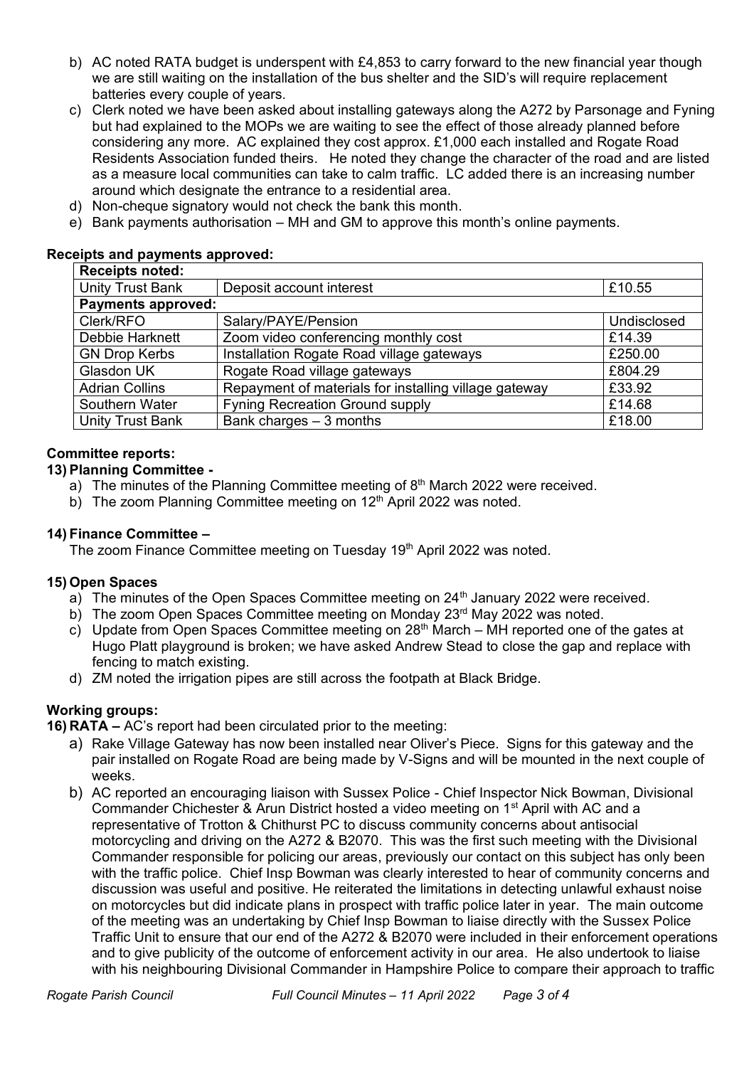b) AC noted RATA budget is underspent with £4,853 to carry forward to the new financial year though we are still waiting on the installation of the bus shelter and the SID's will require replacement batteries every couple of years.

c) Clerk noted we have been asked about installing gateways along the A272 by Parsonage and Fyning but had explained to the MOPs we are waiting to see the effect of those already planned before considering any more. AC explained they cost approx. £1,000 each installed and Rogate Road Residents Association funded theirs. He noted they change the character of the road and are listed as a measure local communities can take to calm traffic. LC added there is an increasing number around which designate the entrance to a residential area.

d) Non-cheque signatory would not check the bank this month.

e) Bank payments authorisation – MH and GM to approve this month's online payments.

**Receipts and payments approved:**

| **Receipts noted:** | | |
|---|---|---|
| Unity Trust Bank | Deposit account interest | £10.55 |
| **Payments approved:** | | |
| Clerk/RFO | Salary/PAYE/Pension | Undisclosed |
| Debbie Harknett | Zoom video conferencing monthly cost | £14.39 |
| GN Drop Kerbs | Installation Rogate Road village gateways | £250.00 |
| Glasdon UK | Rogate Road village gateways | £804.29 |
| Adrian Collins | Repayment of materials for installing village gateway | £33.92 |
| Southern Water | Fyning Recreation Ground supply | £14.68 |
| Unity Trust Bank | Bank charges – 3 months | £18.00 |

**Committee reports:**

**13) Planning Committee -**

a) The minutes of the Planning Committee meeting of 8th March 2022 were received.

b) The zoom Planning Committee meeting on 12th April 2022 was noted.

**14) Finance Committee –**

The zoom Finance Committee meeting on Tuesday 19th April 2022 was noted.

**15) Open Spaces**

a) The minutes of the Open Spaces Committee meeting on 24th January 2022 were received.

b) The zoom Open Spaces Committee meeting on Monday 23rd May 2022 was noted.

c) Update from Open Spaces Committee meeting on 28th March – MH reported one of the gates at Hugo Platt playground is broken; we have asked Andrew Stead to close the gap and replace with fencing to match existing.

d) ZM noted the irrigation pipes are still across the footpath at Black Bridge.

**Working groups:**

**16) RATA –** AC's report had been circulated prior to the meeting:

a) Rake Village Gateway has now been installed near Oliver's Piece. Signs for this gateway and the pair installed on Rogate Road are being made by V-Signs and will be mounted in the next couple of weeks.

b) AC reported an encouraging liaison with Sussex Police - Chief Inspector Nick Bowman, Divisional Commander Chichester & Arun District hosted a video meeting on 1st April with AC and a representative of Trotton & Chithurst PC to discuss community concerns about antisocial motorcycling and driving on the A272 & B2070. This was the first such meeting with the Divisional Commander responsible for policing our areas, previously our contact on this subject has only been with the traffic police. Chief Insp Bowman was clearly interested to hear of community concerns and discussion was useful and positive. He reiterated the limitations in detecting unlawful exhaust noise on motorcycles but did indicate plans in prospect with traffic police later in year. The main outcome of the meeting was an undertaking by Chief Insp Bowman to liaise directly with the Sussex Police Traffic Unit to ensure that our end of the A272 & B2070 were included in their enforcement operations and to give publicity of the outcome of enforcement activity in our area. He also undertook to liaise with his neighbouring Divisional Commander in Hampshire Police to compare their approach to traffic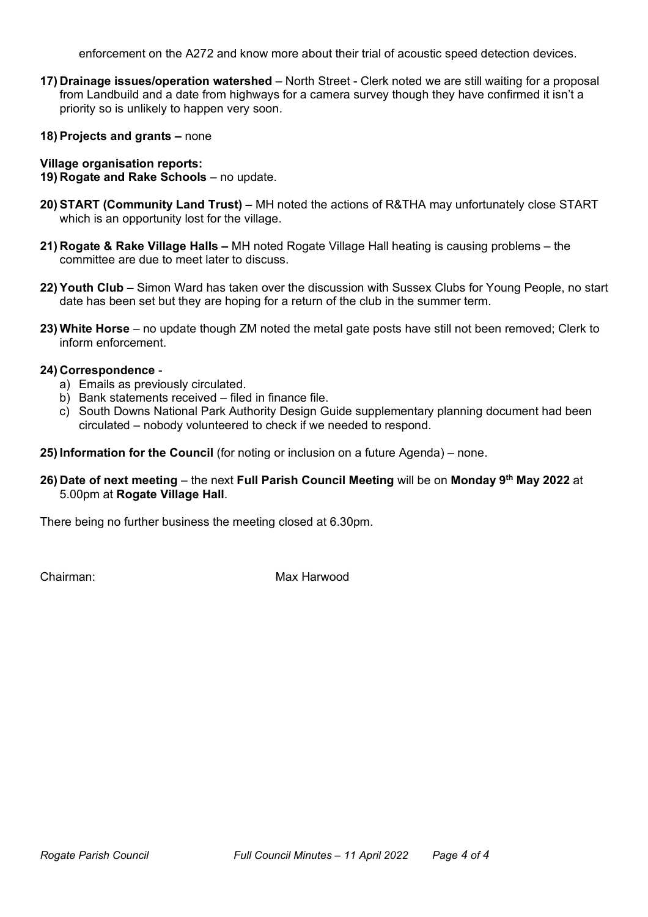enforcement on the A272 and know more about their trial of acoustic speed detection devices.

17) **Drainage issues/operation watershed** – North Street - Clerk noted we are still waiting for a proposal from Landbuild and a date from highways for a camera survey though they have confirmed it isn't a priority so is unlikely to happen very soon.

18) **Projects and grants –** none

**Village organisation reports:**

19) **Rogate and Rake Schools** – no update.

20) **START (Community Land Trust) –** MH noted the actions of R&THA may unfortunately close START which is an opportunity lost for the village.

21) **Rogate & Rake Village Halls –** MH noted Rogate Village Hall heating is causing problems – the committee are due to meet later to discuss.

22) **Youth Club –** Simon Ward has taken over the discussion with Sussex Clubs for Young People, no start date has been set but they are hoping for a return of the club in the summer term.

23) **White Horse** – no update though ZM noted the metal gate posts have still not been removed; Clerk to inform enforcement.

24) **Correspondence** -
   a) Emails as previously circulated.
   b) Bank statements received – filed in finance file.
   c) South Downs National Park Authority Design Guide supplementary planning document had been circulated – nobody volunteered to check if we needed to respond.

25) **Information for the Council** (for noting or inclusion on a future Agenda) – none.

26) **Date of next meeting** – the next **Full Parish Council Meeting** will be on **Monday 9th May 2022** at 5.00pm at **Rogate Village Hall**.

There being no further business the meeting closed at 6.30pm.

Chairman: Max Harwood